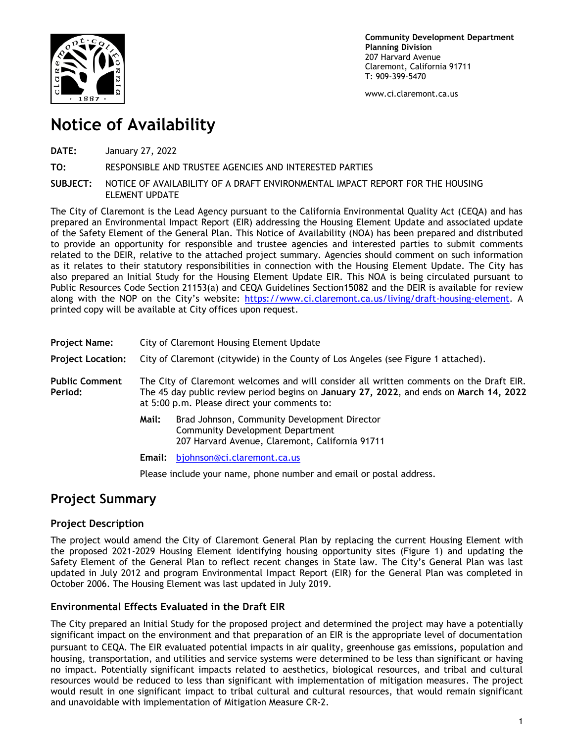**Community Development Department**
**Planning Division**
207 Harvard Avenue
Claremont, California 91711
T: 909-399-5470

www.ci.claremont.ca.us

# Notice of Availability

**DATE:** January 27, 2022

**TO:** RESPONSIBLE AND TRUSTEE AGENCIES AND INTERESTED PARTIES

**SUBJECT:** NOTICE OF AVAILABILITY OF A DRAFT ENVIRONMENTAL IMPACT REPORT FOR THE HOUSING ELEMENT UPDATE

The City of Claremont is the Lead Agency pursuant to the California Environmental Quality Act (CEQA) and has prepared an Environmental Impact Report (EIR) addressing the Housing Element Update and associated update of the Safety Element of the General Plan. This Notice of Availability (NOA) has been prepared and distributed to provide an opportunity for responsible and trustee agencies and interested parties to submit comments related to the DEIR, relative to the attached project summary. Agencies should comment on such information as it relates to their statutory responsibilities in connection with the Housing Element Update. The City has also prepared an Initial Study for the Housing Element Update EIR. This NOA is being circulated pursuant to Public Resources Code Section 21153(a) and CEQA Guidelines Section15082 and the DEIR is available for review along with the NOP on the City's website: https://www.ci.claremont.ca.us/living/draft-housing-element. A printed copy will be available at City offices upon request.

**Project Name:** City of Claremont Housing Element Update

**Project Location:** City of Claremont (citywide) in the County of Los Angeles (see Figure 1 attached).

**Public Comment Period:** The City of Claremont welcomes and will consider all written comments on the Draft EIR. The 45 day public review period begins on **January 27, 2022**, and ends on **March 14, 2022** at 5:00 p.m. Please direct your comments to:

**Mail:** Brad Johnson, Community Development Director
Community Development Department
207 Harvard Avenue, Claremont, California 91711

**Email:** bjohnson@ci.claremont.ca.us

Please include your name, phone number and email or postal address.

## Project Summary

### Project Description

The project would amend the City of Claremont General Plan by replacing the current Housing Element with the proposed 2021-2029 Housing Element identifying housing opportunity sites (Figure 1) and updating the Safety Element of the General Plan to reflect recent changes in State law. The City's General Plan was last updated in July 2012 and program Environmental Impact Report (EIR) for the General Plan was completed in October 2006. The Housing Element was last updated in July 2019.

### Environmental Effects Evaluated in the Draft EIR

The City prepared an Initial Study for the proposed project and determined the project may have a potentially significant impact on the environment and that preparation of an EIR is the appropriate level of documentation pursuant to CEQA. The EIR evaluated potential impacts in air quality, greenhouse gas emissions, population and housing, transportation, and utilities and service systems were determined to be less than significant or having no impact. Potentially significant impacts related to aesthetics, biological resources, and tribal and cultural resources would be reduced to less than significant with implementation of mitigation measures. The project would result in one significant impact to tribal cultural and cultural resources, that would remain significant and unavoidable with implementation of Mitigation Measure CR-2.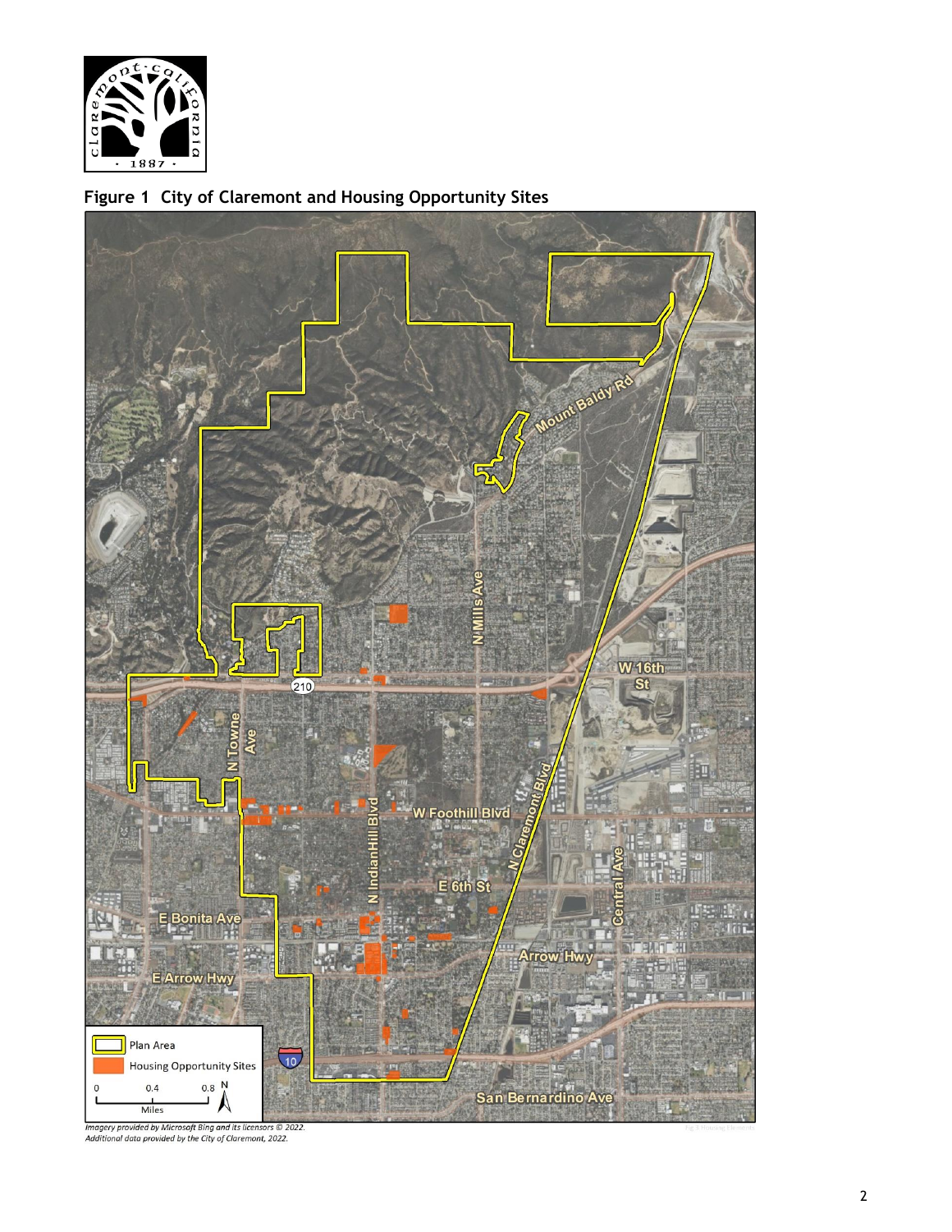## Figure 1 City of Claremont and Housing Opportunity Sites

Mount Baldy Rd

N Mills Ave

W 16th St

210

N Towne Ave

W Foothill Blvd

N IndianHill Blvd

N Claremont Blvd

E 6th St

Central Ave

E Bonita Ave

Arrow Hwy

E Arrow Hwy

10

San Bernardino Ave

Plan Area

Housing Opportunity Sites

0 0.4 0.8

Miles

N

*Imagery provided by Microsoft Bing and its licensors © 2022.*
*Additional data provided by the City of Claremont, 2022.*